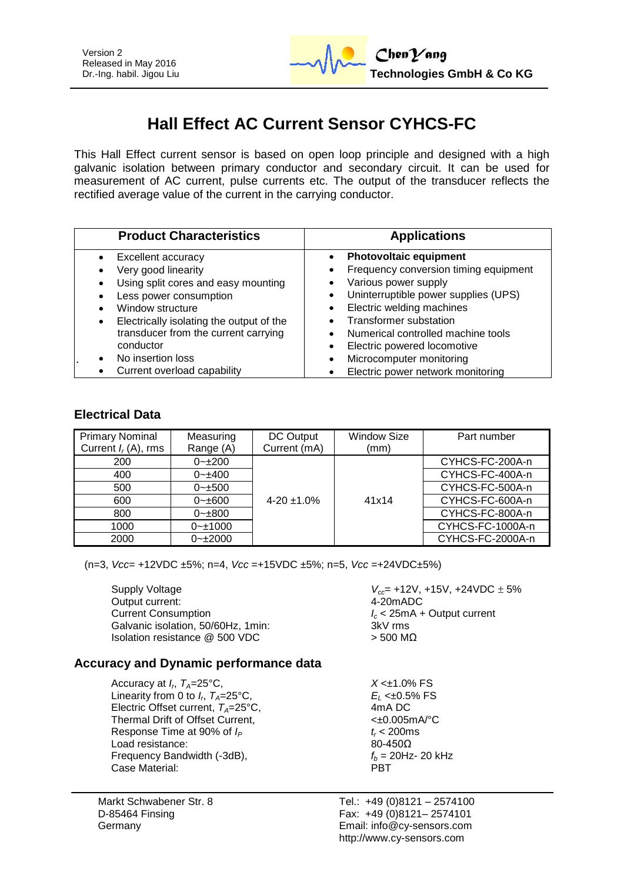Version 2
Released in May 2016
Dr.-Ing. habil. Jigou Liu

**ChenYang**
**Technologies GmbH & Co KG**

# Hall Effect AC Current Sensor CYHCS-FC

This Hall Effect current sensor is based on open loop principle and designed with a high galvanic isolation between primary conductor and secondary circuit. It can be used for measurement of AC current, pulse currents etc. The output of the transducer reflects the rectified average value of the current in the carrying conductor.

| Product Characteristics | Applications |
|---|---|
| • Excellent accuracy<br>• Very good linearity<br>• Using split cores and easy mounting<br>• Less power consumption<br>• Window structure<br>• Electrically isolating the output of the transducer from the current carrying conductor<br>• No insertion loss<br>• Current overload capability | • **Photovoltaic equipment**<br>• Frequency conversion timing equipment<br>• Various power supply<br>• Uninterruptible power supplies (UPS)<br>• Electric welding machines<br>• Transformer substation<br>• Numerical controlled machine tools<br>• Electric powered locomotive<br>• Microcomputer monitoring<br>• Electric power network monitoring |

## Electrical Data

| Primary Nominal Current $I_r$ (A), rms | Measuring Range (A) | DC Output Current (mA) | Window Size (mm) | Part number |
|---|---|---|---|---|
| 200 | 0~±200 | 4-20 ±1.0% | 41x14 | CYHCS-FC-200A-n |
| 400 | 0~±400 | | | CYHCS-FC-400A-n |
| 500 | 0~±500 | | | CYHCS-FC-500A-n |
| 600 | 0~±600 | | | CYHCS-FC-600A-n |
| 800 | 0~±800 | | | CYHCS-FC-800A-n |
| 1000 | 0~±1000 | | | CYHCS-FC-1000A-n |
| 2000 | 0~±2000 | | | CYHCS-FC-2000A-n |

(n=3, $Vcc$= +12VDC ±5%; n=4, $Vcc$ =+15VDC ±5%; n=5, $Vcc$ =+24VDC±5%)

| | |
|---|---|
| Supply Voltage | $V_{cc}$= +12V, +15V, +24VDC ± 5% |
| Output current: | 4-20mADC |
| Current Consumption | $I_c$ < 25mA + Output current |
| Galvanic isolation, 50/60Hz, 1min: | 3kV rms |
| Isolation resistance @ 500 VDC | > 500 MΩ |

## Accuracy and Dynamic performance data

| | |
|---|---|
| Accuracy at $I_r$, $T_A$=25°C, | $X$ <±1.0% FS |
| Linearity from 0 to $I_r$, $T_A$=25°C, | $E_L$ <±0.5% FS |
| Electric Offset current, $T_A$=25°C, | 4mA DC |
| Thermal Drift of Offset Current, | <±0.005mA/°C |
| Response Time at 90% of $I_P$ | $t_r$ < 200ms |
| Load resistance: | 80-450Ω |
| Frequency Bandwidth (-3dB), | $f_b$ = 20Hz- 20 kHz |
| Case Material: | PBT |

Markt Schwabener Str. 8
D-85464 Finsing
Germany

Tel.: +49 (0)8121 – 2574100
Fax: +49 (0)8121– 2574101
Email: info@cy-sensors.com
http://www.cy-sensors.com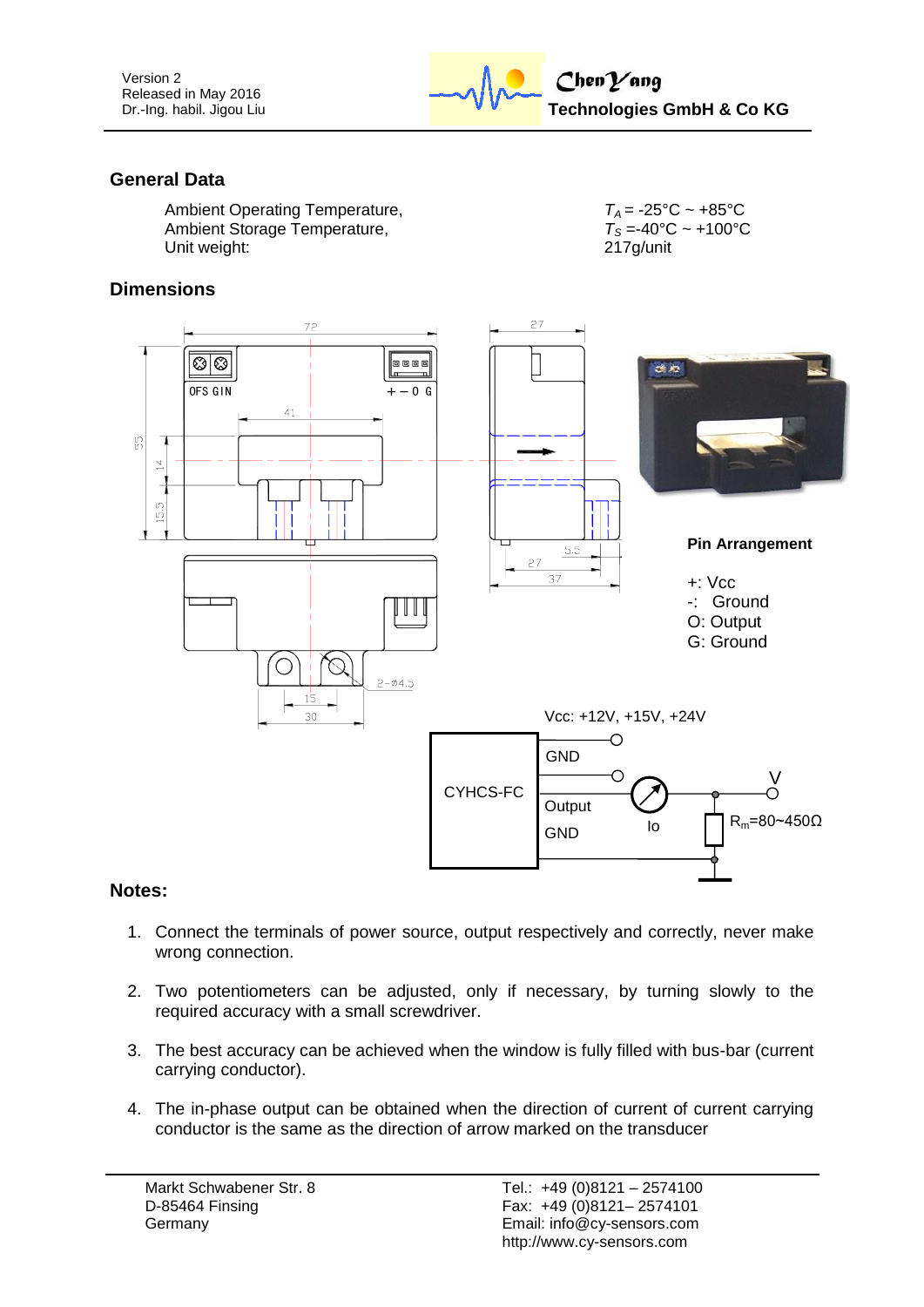## General Data

| | |
|---|---|
| Ambient Operating Temperature, | $T_A$ = -25°C ~ +85°C |
| Ambient Storage Temperature, | $T_S$ =-40°C ~ +100°C |
| Unit weight: | 217g/unit |

## Dimensions

72

27

OFS GIN

+ − O G

41

55

14

15.5

5.5

27

37

2-ø4.5

15

30

**Pin Arrangement**

+: Vcc
-: Ground
O: Output
G: Ground

Vcc: +12V, +15V, +24V

CYHCS-FC

GND

Output

GND

Io

V

$R_m$=80~450Ω

## Notes:

1. Connect the terminals of power source, output respectively and correctly, never make wrong connection.
2. Two potentiometers can be adjusted, only if necessary, by turning slowly to the required accuracy with a small screwdriver.
3. The best accuracy can be achieved when the window is fully filled with bus-bar (current carrying conductor).
4. The in-phase output can be obtained when the direction of current of current carrying conductor is the same as the direction of arrow marked on the transducer